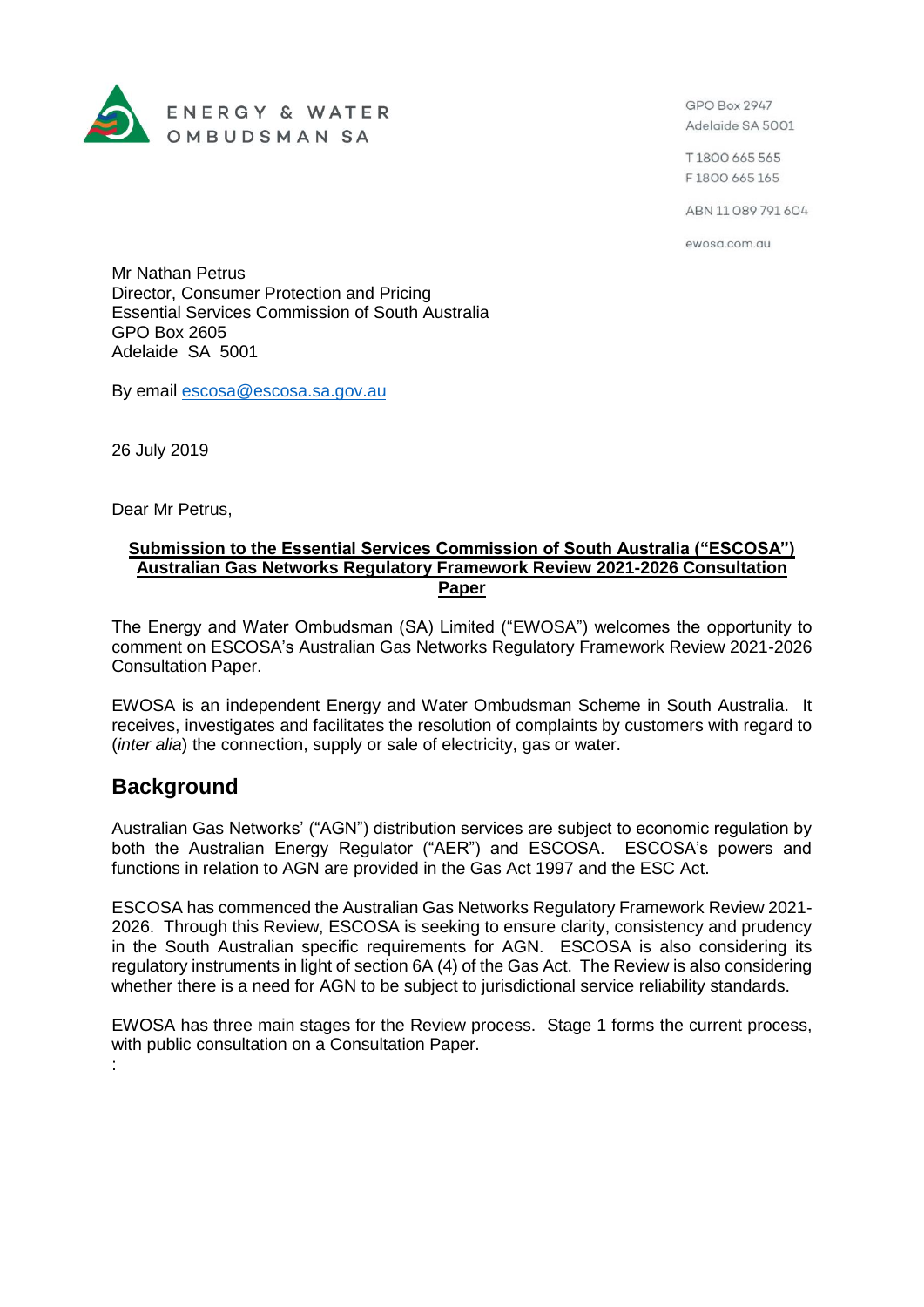ENERGY & WATER OMBUDSMAN SA

GPO Box 2947
Adelaide SA 5001

T 1800 665 565
F 1800 665 165

ABN 11 089 791 604

ewosa.com.au

Mr Nathan Petrus
Director, Consumer Protection and Pricing
Essential Services Commission of South Australia
GPO Box 2605
Adelaide SA 5001

By email escosa@escosa.sa.gov.au

26 July 2019

Dear Mr Petrus,

**Submission to the Essential Services Commission of South Australia ("ESCOSA") Australian Gas Networks Regulatory Framework Review 2021-2026 Consultation Paper**

The Energy and Water Ombudsman (SA) Limited ("EWOSA") welcomes the opportunity to comment on ESCOSA's Australian Gas Networks Regulatory Framework Review 2021-2026 Consultation Paper.

EWOSA is an independent Energy and Water Ombudsman Scheme in South Australia. It receives, investigates and facilitates the resolution of complaints by customers with regard to (*inter alia*) the connection, supply or sale of electricity, gas or water.

## Background

Australian Gas Networks' ("AGN") distribution services are subject to economic regulation by both the Australian Energy Regulator ("AER") and ESCOSA. ESCOSA's powers and functions in relation to AGN are provided in the Gas Act 1997 and the ESC Act.

ESCOSA has commenced the Australian Gas Networks Regulatory Framework Review 2021-2026. Through this Review, ESCOSA is seeking to ensure clarity, consistency and prudency in the South Australian specific requirements for AGN. ESCOSA is also considering its regulatory instruments in light of section 6A (4) of the Gas Act. The Review is also considering whether there is a need for AGN to be subject to jurisdictional service reliability standards.

EWOSA has three main stages for the Review process. Stage 1 forms the current process, with public consultation on a Consultation Paper.

: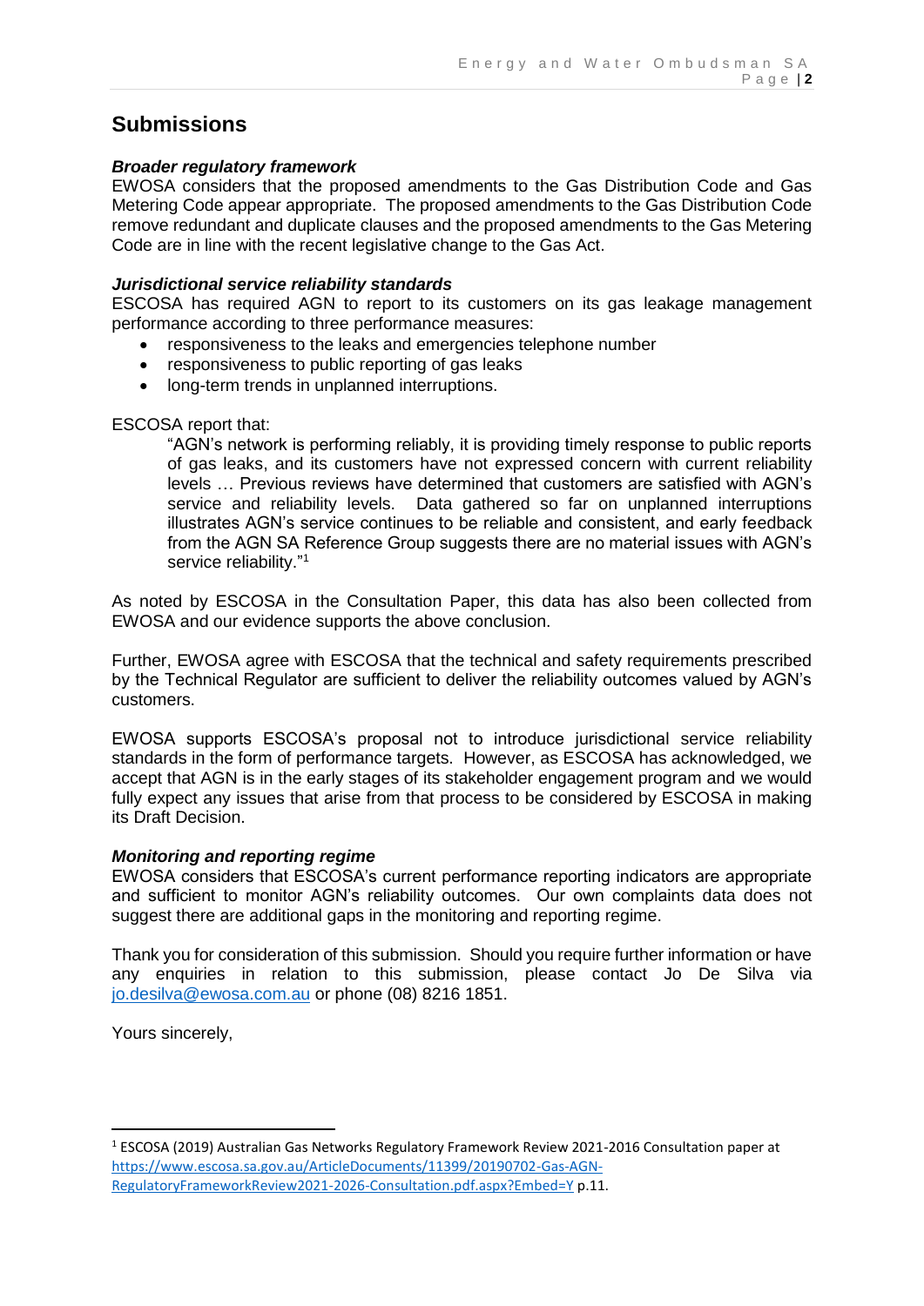## Submissions

### *Broader regulatory framework*

EWOSA considers that the proposed amendments to the Gas Distribution Code and Gas Metering Code appear appropriate. The proposed amendments to the Gas Distribution Code remove redundant and duplicate clauses and the proposed amendments to the Gas Metering Code are in line with the recent legislative change to the Gas Act.

### *Jurisdictional service reliability standards*

ESCOSA has required AGN to report to its customers on its gas leakage management performance according to three performance measures:

- responsiveness to the leaks and emergencies telephone number
- responsiveness to public reporting of gas leaks
- long-term trends in unplanned interruptions.

ESCOSA report that:

> "AGN's network is performing reliably, it is providing timely response to public reports of gas leaks, and its customers have not expressed concern with current reliability levels … Previous reviews have determined that customers are satisfied with AGN's service and reliability levels. Data gathered so far on unplanned interruptions illustrates AGN's service continues to be reliable and consistent, and early feedback from the AGN SA Reference Group suggests there are no material issues with AGN's service reliability."[1]

As noted by ESCOSA in the Consultation Paper, this data has also been collected from EWOSA and our evidence supports the above conclusion.

Further, EWOSA agree with ESCOSA that the technical and safety requirements prescribed by the Technical Regulator are sufficient to deliver the reliability outcomes valued by AGN's customers.

EWOSA supports ESCOSA's proposal not to introduce jurisdictional service reliability standards in the form of performance targets. However, as ESCOSA has acknowledged, we accept that AGN is in the early stages of its stakeholder engagement program and we would fully expect any issues that arise from that process to be considered by ESCOSA in making its Draft Decision.

### *Monitoring and reporting regime*

EWOSA considers that ESCOSA's current performance reporting indicators are appropriate and sufficient to monitor AGN's reliability outcomes. Our own complaints data does not suggest there are additional gaps in the monitoring and reporting regime.

Thank you for consideration of this submission. Should you require further information or have any enquiries in relation to this submission, please contact Jo De Silva via jo.desilva@ewosa.com.au or phone (08) 8216 1851.

Yours sincerely,

---

[1] ESCOSA (2019) Australian Gas Networks Regulatory Framework Review 2021-2016 Consultation paper at https://www.escosa.sa.gov.au/ArticleDocuments/11399/20190702-Gas-AGN-RegulatoryFrameworkReview2021-2026-Consultation.pdf.aspx?Embed=Y p.11.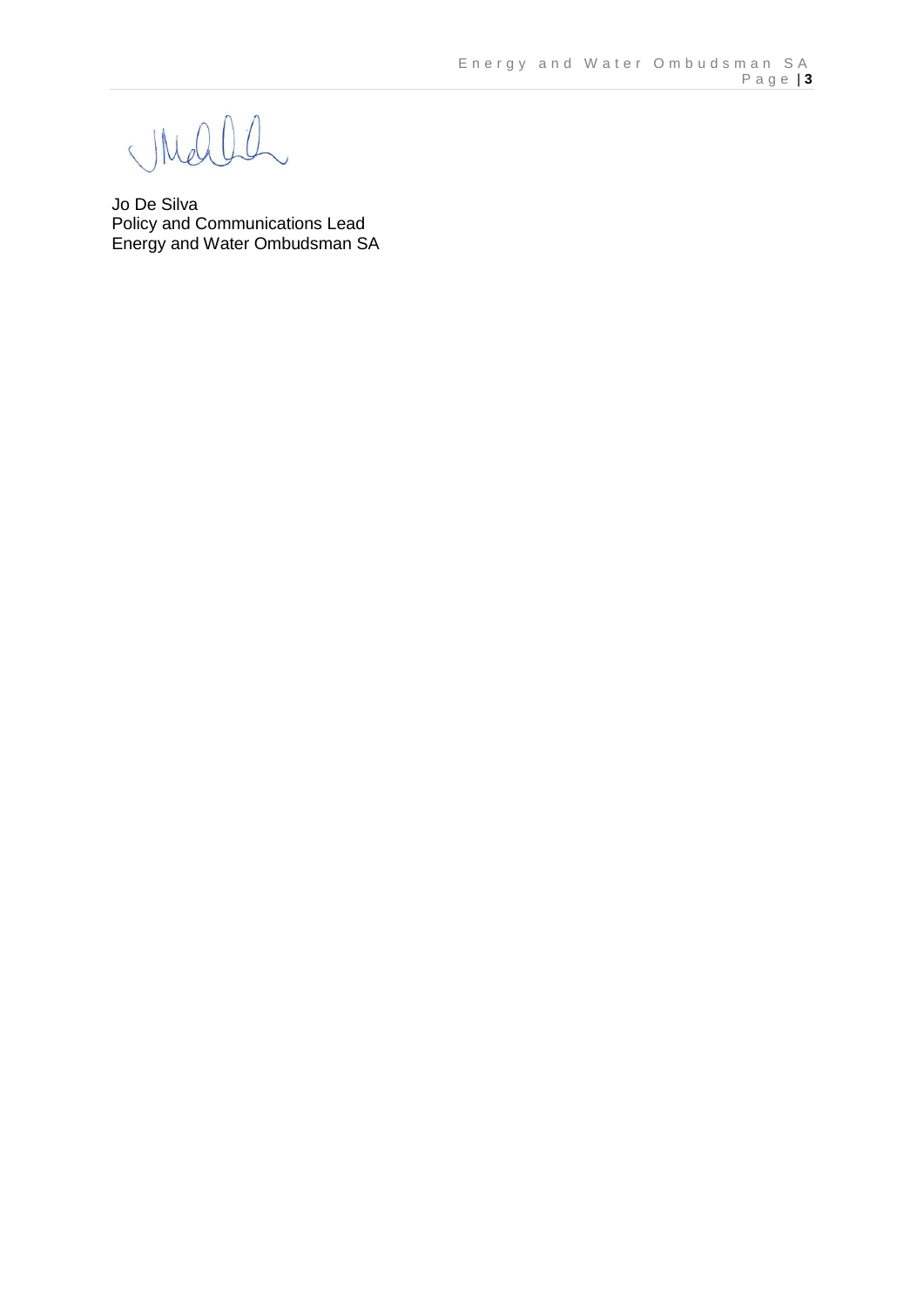Jo De Silva
Policy and Communications Lead
Energy and Water Ombudsman SA